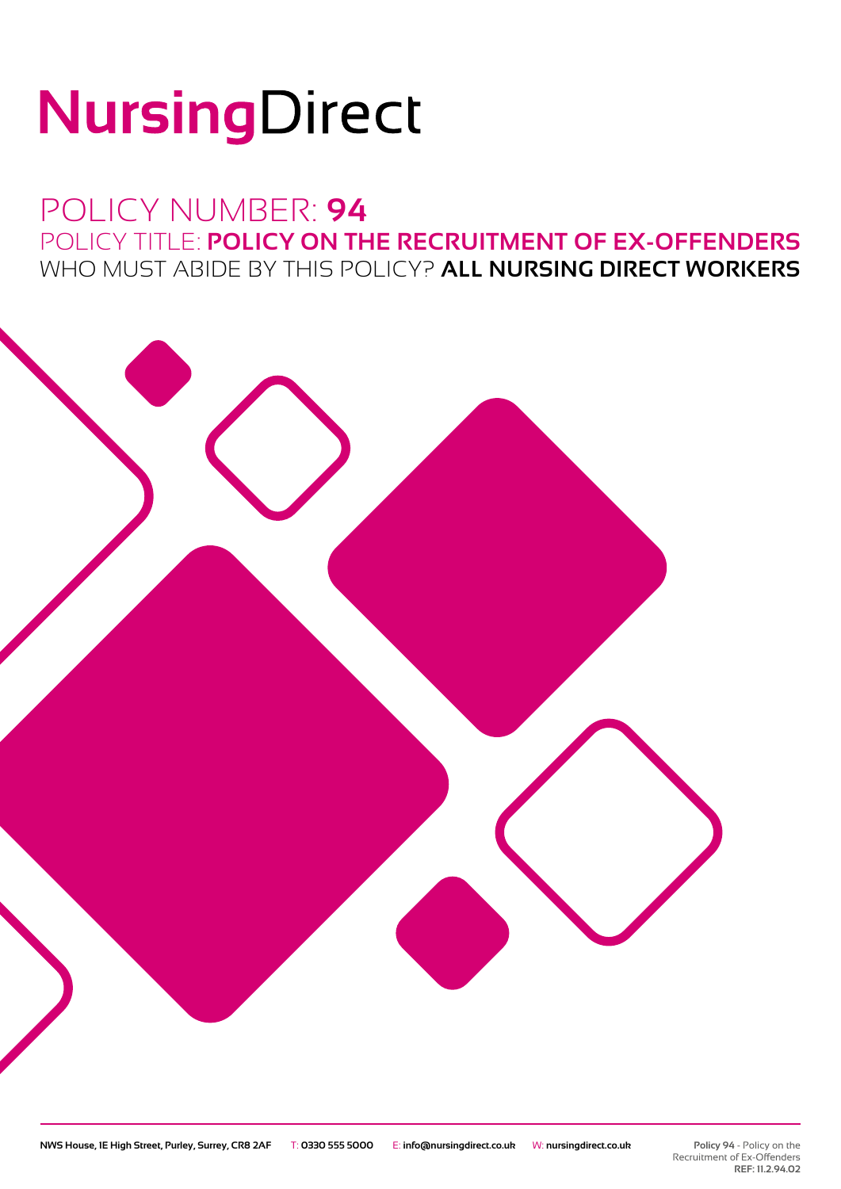# NursingDirect

## POLICY NUMBER: **94**

## POLICY TITLE: **POLICY ON THE RECRUITMENT OF EX-OFFENDERS**

## WHO MUST ABIDE BY THIS POLICY? **ALL NURSING DIRECT WORKERS**

NWS House, 1E High Street, Purley, Surrey, CR8 2AF T: 0330 555 5000 E: info@nursingdirect.co.uk W: nursingdirect.co.uk

**Policy 94** - Policy on the Recruitment of Ex-Offenders
**REF: 11.2.94.02**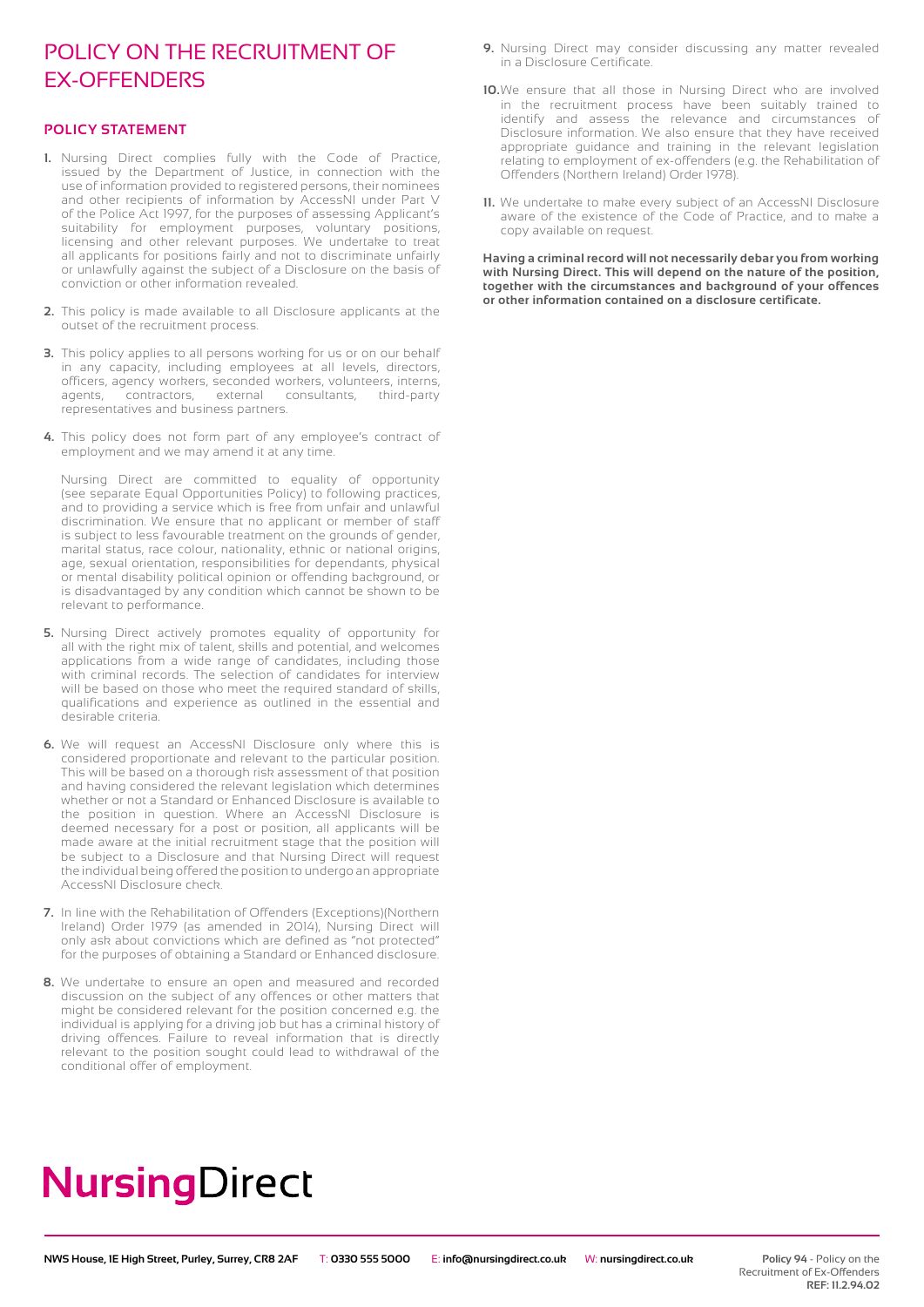# POLICY ON THE RECRUITMENT OF EX-OFFENDERS

## POLICY STATEMENT

1. Nursing Direct complies fully with the Code of Practice, issued by the Department of Justice, in connection with the use of information provided to registered persons, their nominees and other recipients of information by AccessNI under Part V of the Police Act 1997, for the purposes of assessing Applicant's suitability for employment purposes, voluntary positions, licensing and other relevant purposes. We undertake to treat all applicants for positions fairly and not to discriminate unfairly or unlawfully against the subject of a Disclosure on the basis of conviction or other information revealed.

2. This policy is made available to all Disclosure applicants at the outset of the recruitment process.

3. This policy applies to all persons working for us or on our behalf in any capacity, including employees at all levels, directors, officers, agency workers, seconded workers, volunteers, interns, agents, contractors, external consultants, third-party representatives and business partners.

4. This policy does not form part of any employee's contract of employment and we may amend it at any time.

   Nursing Direct are committed to equality of opportunity (see separate Equal Opportunities Policy) to following practices, and to providing a service which is free from unfair and unlawful discrimination. We ensure that no applicant or member of staff is subject to less favourable treatment on the grounds of gender, marital status, race colour, nationality, ethnic or national origins, age, sexual orientation, responsibilities for dependants, physical or mental disability political opinion or offending background, or is disadvantaged by any condition which cannot be shown to be relevant to performance.

5. Nursing Direct actively promotes equality of opportunity for all with the right mix of talent, skills and potential, and welcomes applications from a wide range of candidates, including those with criminal records. The selection of candidates for interview will be based on those who meet the required standard of skills, qualifications and experience as outlined in the essential and desirable criteria.

6. We will request an AccessNI Disclosure only where this is considered proportionate and relevant to the particular position. This will be based on a thorough risk assessment of that position and having considered the relevant legislation which determines whether or not a Standard or Enhanced Disclosure is available to the position in question. Where an AccessNI Disclosure is deemed necessary for a post or position, all applicants will be made aware at the initial recruitment stage that the position will be subject to a Disclosure and that Nursing Direct will request the individual being offered the position to undergo an appropriate AccessNI Disclosure check.

7. In line with the Rehabilitation of Offenders (Exceptions)(Northern Ireland) Order 1979 (as amended in 2014), Nursing Direct will only ask about convictions which are defined as "not protected" for the purposes of obtaining a Standard or Enhanced disclosure.

8. We undertake to ensure an open and measured and recorded discussion on the subject of any offences or other matters that might be considered relevant for the position concerned e.g. the individual is applying for a driving job but has a criminal history of driving offences. Failure to reveal information that is directly relevant to the position sought could lead to withdrawal of the conditional offer of employment.

9. Nursing Direct may consider discussing any matter revealed in a Disclosure Certificate.

10. We ensure that all those in Nursing Direct who are involved in the recruitment process have been suitably trained to identify and assess the relevance and circumstances of Disclosure information. We also ensure that they have received appropriate guidance and training in the relevant legislation relating to employment of ex-offenders (e.g. the Rehabilitation of Offenders (Northern Ireland) Order 1978).

11. We undertake to make every subject of an AccessNI Disclosure aware of the existence of the Code of Practice, and to make a copy available on request.

**Having a criminal record will not necessarily debar you from working with Nursing Direct. This will depend on the nature of the position, together with the circumstances and background of your offences or other information contained on a disclosure certificate.**

NursingDirect

NWS House, 1E High Street, Purley, Surrey, CR8 2AF T: 0330 555 5000 E: info@nursingdirect.co.uk W: nursingdirect.co.uk

Policy 94 - Policy on the Recruitment of Ex-Offenders
REF: 11.2.94.02